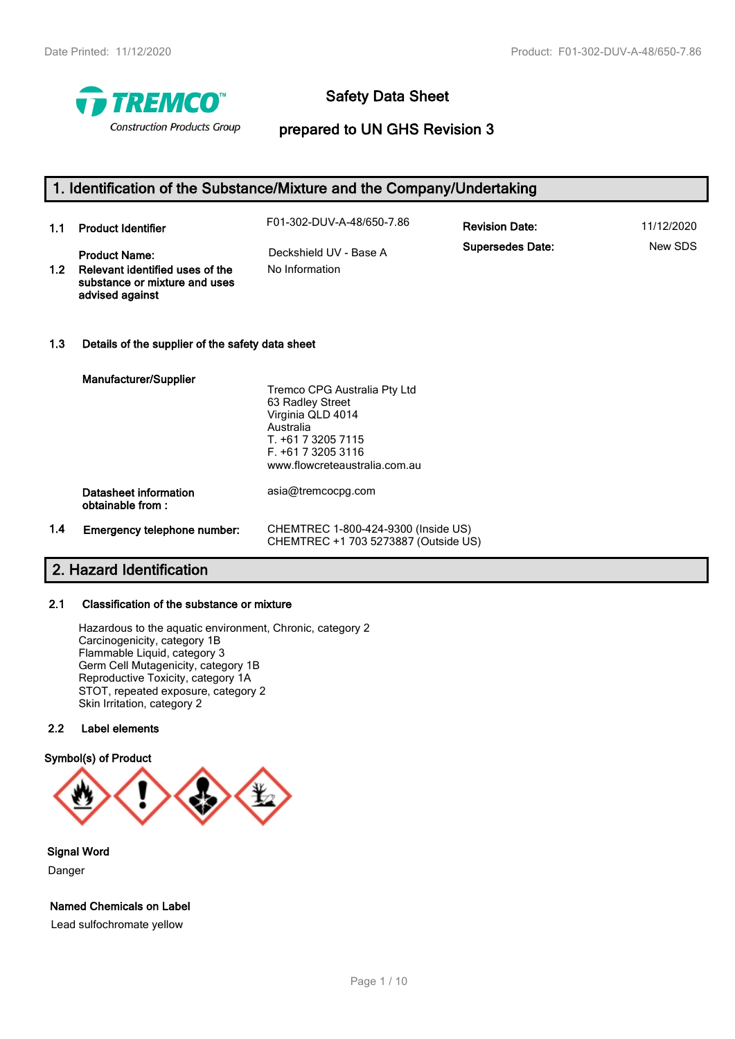# Safety Data Sheet

## prepared to UN GHS Revision 3

## 1. Identification of the Substance/Mixture and the Company/Undertaking

**1.1 Product Identifier** F01-302-DUV-A-48/650-7.86

**Revision Date:** 11/12/2020

**Supersedes Date:** New SDS

**Product Name:** Deckshield UV - Base A

**1.2 Relevant identified uses of the substance or mixture and uses advised against** No Information

### 1.3 Details of the supplier of the safety data sheet

**Manufacturer/Supplier**

Tremco CPG Australia Pty Ltd
63 Radley Street
Virginia QLD 4014
Australia
T. +61 7 3205 7115
F. +61 7 3205 3116
www.flowcreteaustralia.com.au

**Datasheet information obtainable from :** asia@tremcocpg.com

**1.4 Emergency telephone number:** CHEMTREC 1-800-424-9300 (Inside US)
CHEMTREC +1 703 5273887 (Outside US)

## 2. Hazard Identification

### 2.1 Classification of the substance or mixture

Hazardous to the aquatic environment, Chronic, category 2
Carcinogenicity, category 1B
Flammable Liquid, category 3
Germ Cell Mutagenicity, category 1B
Reproductive Toxicity, category 1A
STOT, repeated exposure, category 2
Skin Irritation, category 2

### 2.2 Label elements

**Symbol(s) of Product**

**Signal Word**

Danger

**Named Chemicals on Label**

Lead sulfochromate yellow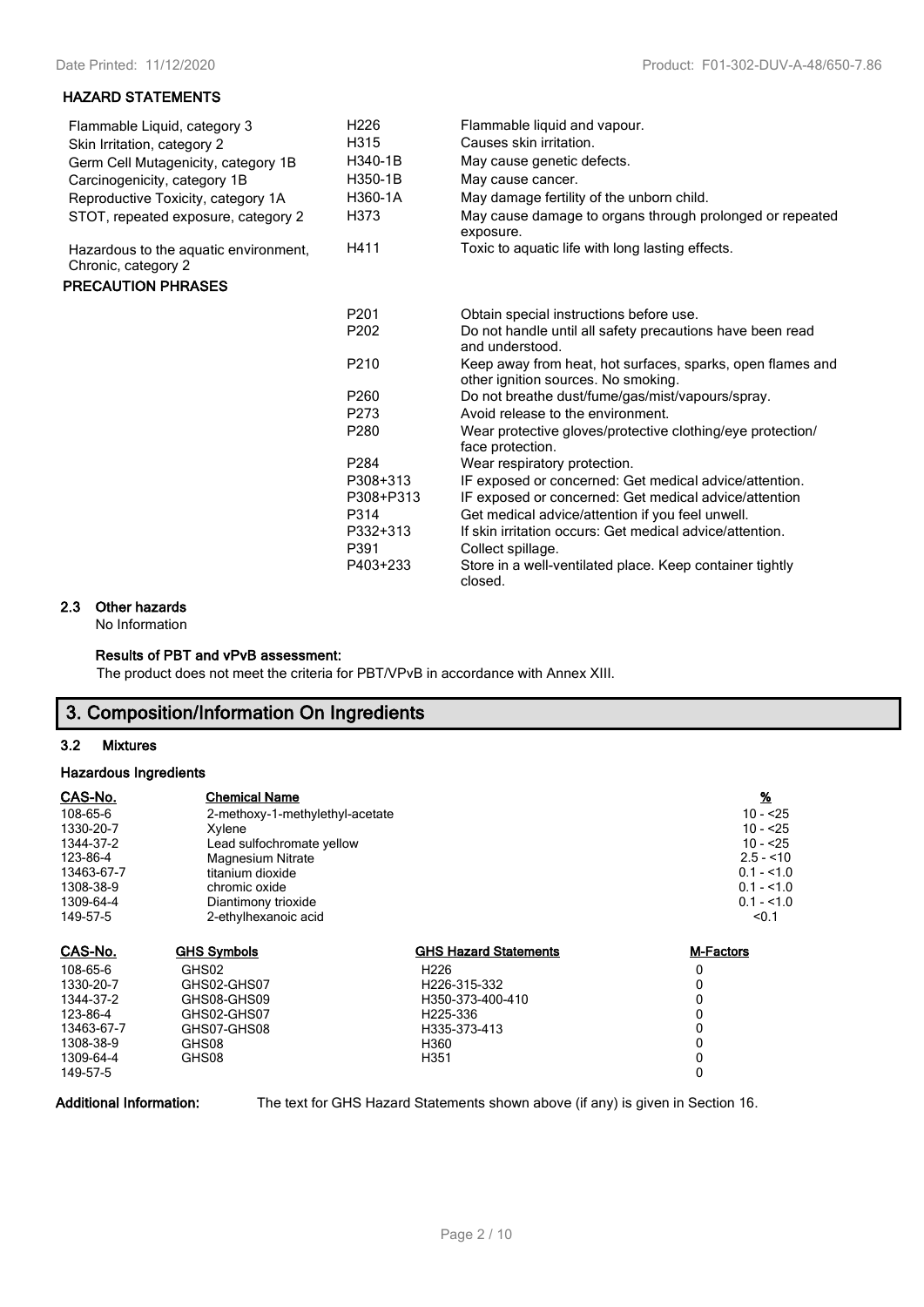### HAZARD STATEMENTS

| | | |
|---|---|---|
| Flammable Liquid, category 3 | H226 | Flammable liquid and vapour. |
| Skin Irritation, category 2 | H315 | Causes skin irritation. |
| Germ Cell Mutagenicity, category 1B | H340-1B | May cause genetic defects. |
| Carcinogenicity, category 1B | H350-1B | May cause cancer. |
| Reproductive Toxicity, category 1A | H360-1A | May damage fertility of the unborn child. |
| STOT, repeated exposure, category 2 | H373 | May cause damage to organs through prolonged or repeated exposure. |
| Hazardous to the aquatic environment, Chronic, category 2 | H411 | Toxic to aquatic life with long lasting effects. |

### PRECAUTION PHRASES

| | |
|---|---|
| P201 | Obtain special instructions before use. |
| P202 | Do not handle until all safety precautions have been read and understood. |
| P210 | Keep away from heat, hot surfaces, sparks, open flames and other ignition sources. No smoking. |
| P260 | Do not breathe dust/fume/gas/mist/vapours/spray. |
| P273 | Avoid release to the environment. |
| P280 | Wear protective gloves/protective clothing/eye protection/ face protection. |
| P284 | Wear respiratory protection. |
| P308+313 | IF exposed or concerned: Get medical advice/attention. |
| P308+P313 | IF exposed or concerned: Get medical advice/attention |
| P314 | Get medical advice/attention if you feel unwell. |
| P332+313 | If skin irritation occurs: Get medical advice/attention. |
| P391 | Collect spillage. |
| P403+233 | Store in a well-ventilated place. Keep container tightly closed. |

### 2.3 Other hazards

No Information

**Results of PBT and vPvB assessment:**

The product does not meet the criteria for PBT/VPvB in accordance with Annex XIII.

## 3. Composition/Information On Ingredients

### 3.2 Mixtures

**Hazardous Ingredients**

| CAS-No. | Chemical Name | % |
|---|---|---|
| 108-65-6 | 2-methoxy-1-methylethyl-acetate | 10 - <25 |
| 1330-20-7 | Xylene | 10 - <25 |
| 1344-37-2 | Lead sulfochromate yellow | 10 - <25 |
| 123-86-4 | Magnesium Nitrate | 2.5 - <10 |
| 13463-67-7 | titanium dioxide | 0.1 - <1.0 |
| 1308-38-9 | chromic oxide | 0.1 - <1.0 |
| 1309-64-4 | Diantimony trioxide | 0.1 - <1.0 |
| 149-57-5 | 2-ethylhexanoic acid | <0.1 |

| CAS-No. | GHS Symbols | GHS Hazard Statements | M-Factors |
|---|---|---|---|
| 108-65-6 | GHS02 | H226 | 0 |
| 1330-20-7 | GHS02-GHS07 | H226-315-332 | 0 |
| 1344-37-2 | GHS08-GHS09 | H350-373-400-410 | 0 |
| 123-86-4 | GHS02-GHS07 | H225-336 | 0 |
| 13463-67-7 | GHS07-GHS08 | H335-373-413 | 0 |
| 1308-38-9 | GHS08 | H360 | 0 |
| 1309-64-4 | GHS08 | H351 | 0 |
| 149-57-5 | | | 0 |

**Additional Information:** The text for GHS Hazard Statements shown above (if any) is given in Section 16.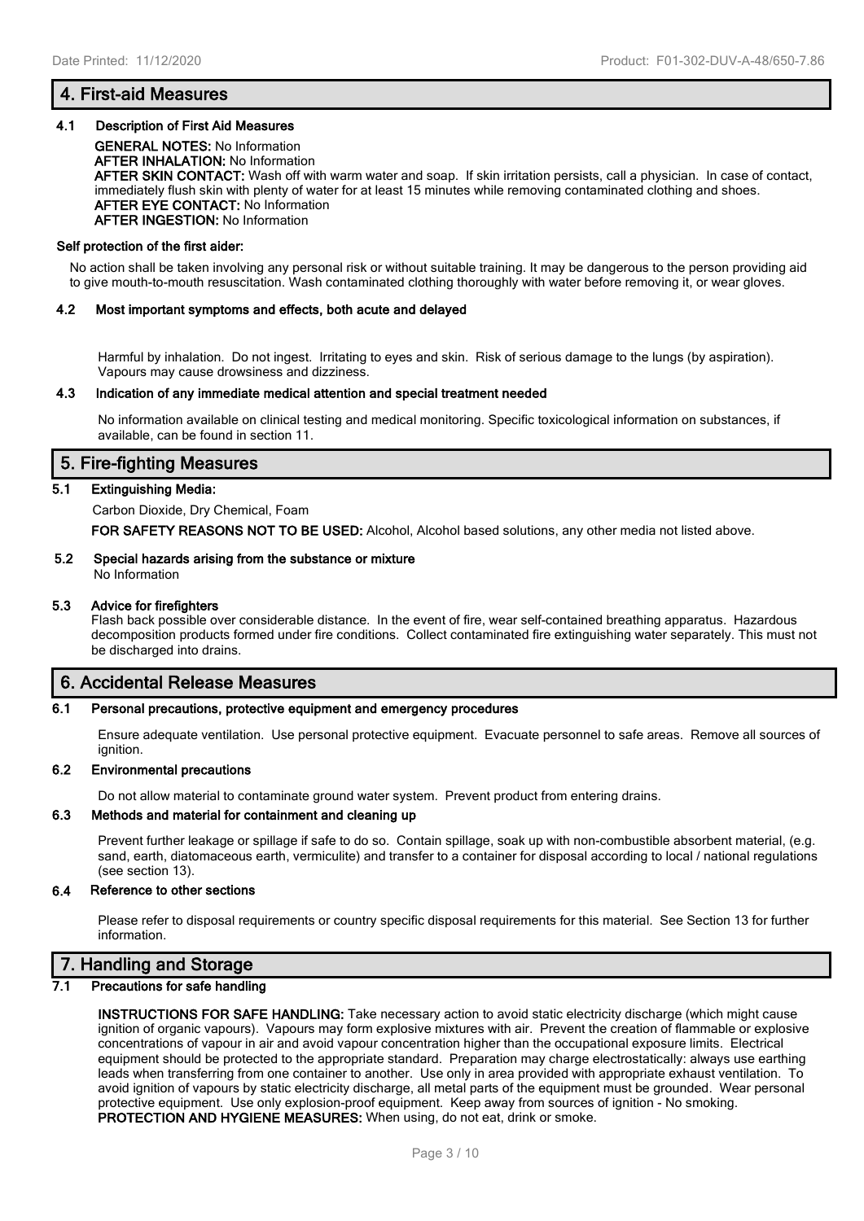## 4. First-aid Measures

### 4.1 Description of First Aid Measures

**GENERAL NOTES:** No Information
**AFTER INHALATION:** No Information
**AFTER SKIN CONTACT:** Wash off with warm water and soap. If skin irritation persists, call a physician. In case of contact, immediately flush skin with plenty of water for at least 15 minutes while removing contaminated clothing and shoes.
**AFTER EYE CONTACT:** No Information
**AFTER INGESTION:** No Information

**Self protection of the first aider:**

No action shall be taken involving any personal risk or without suitable training. It may be dangerous to the person providing aid to give mouth-to-mouth resuscitation. Wash contaminated clothing thoroughly with water before removing it, or wear gloves.

### 4.2 Most important symptoms and effects, both acute and delayed

Harmful by inhalation. Do not ingest. Irritating to eyes and skin. Risk of serious damage to the lungs (by aspiration). Vapours may cause drowsiness and dizziness.

### 4.3 Indication of any immediate medical attention and special treatment needed

No information available on clinical testing and medical monitoring. Specific toxicological information on substances, if available, can be found in section 11.

## 5. Fire-fighting Measures

### 5.1 Extinguishing Media:

Carbon Dioxide, Dry Chemical, Foam

**FOR SAFETY REASONS NOT TO BE USED:** Alcohol, Alcohol based solutions, any other media not listed above.

### 5.2 Special hazards arising from the substance or mixture

No Information

### 5.3 Advice for firefighters

Flash back possible over considerable distance. In the event of fire, wear self-contained breathing apparatus. Hazardous decomposition products formed under fire conditions. Collect contaminated fire extinguishing water separately. This must not be discharged into drains.

## 6. Accidental Release Measures

### 6.1 Personal precautions, protective equipment and emergency procedures

Ensure adequate ventilation. Use personal protective equipment. Evacuate personnel to safe areas. Remove all sources of ignition.

### 6.2 Environmental precautions

Do not allow material to contaminate ground water system. Prevent product from entering drains.

### 6.3 Methods and material for containment and cleaning up

Prevent further leakage or spillage if safe to do so. Contain spillage, soak up with non-combustible absorbent material, (e.g. sand, earth, diatomaceous earth, vermiculite) and transfer to a container for disposal according to local / national regulations (see section 13).

### 6.4 Reference to other sections

Please refer to disposal requirements or country specific disposal requirements for this material. See Section 13 for further information.

## 7. Handling and Storage

### 7.1 Precautions for safe handling

**INSTRUCTIONS FOR SAFE HANDLING:** Take necessary action to avoid static electricity discharge (which might cause ignition of organic vapours). Vapours may form explosive mixtures with air. Prevent the creation of flammable or explosive concentrations of vapour in air and avoid vapour concentration higher than the occupational exposure limits. Electrical equipment should be protected to the appropriate standard. Preparation may charge electrostatically: always use earthing leads when transferring from one container to another. Use only in area provided with appropriate exhaust ventilation. To avoid ignition of vapours by static electricity discharge, all metal parts of the equipment must be grounded. Wear personal protective equipment. Use only explosion-proof equipment. Keep away from sources of ignition - No smoking.
**PROTECTION AND HYGIENE MEASURES:** When using, do not eat, drink or smoke.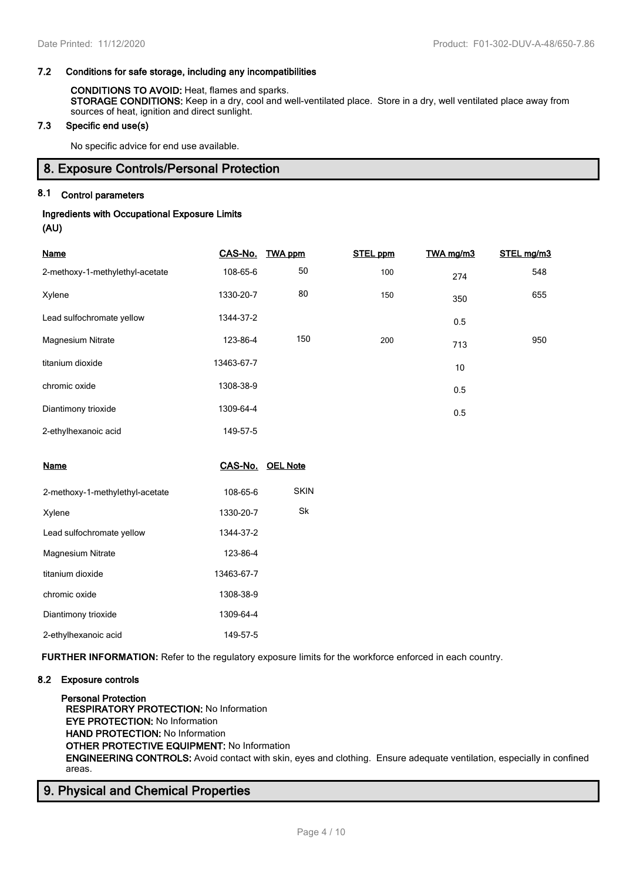### 7.2 Conditions for safe storage, including any incompatibilities

**CONDITIONS TO AVOID:** Heat, flames and sparks.
**STORAGE CONDITIONS:** Keep in a dry, cool and well-ventilated place. Store in a dry, well ventilated place away from sources of heat, ignition and direct sunlight.

### 7.3 Specific end use(s)

No specific advice for end use available.

## 8. Exposure Controls/Personal Protection

### 8.1 Control parameters

**Ingredients with Occupational Exposure Limits**
**(AU)**

| Name | CAS-No. | TWA ppm | STEL ppm | TWA mg/m3 | STEL mg/m3 |
|---|---|---|---|---|---|
| 2-methoxy-1-methylethyl-acetate | 108-65-6 | 50 | 100 | 274 | 548 |
| Xylene | 1330-20-7 | 80 | 150 | 350 | 655 |
| Lead sulfochromate yellow | 1344-37-2 | | | 0.5 | |
| Magnesium Nitrate | 123-86-4 | 150 | 200 | 713 | 950 |
| titanium dioxide | 13463-67-7 | | | 10 | |
| chromic oxide | 1308-38-9 | | | 0.5 | |
| Diantimony trioxide | 1309-64-4 | | | 0.5 | |
| 2-ethylhexanoic acid | 149-57-5 | | | | |

| Name | CAS-No. | OEL Note |
|---|---|---|
| 2-methoxy-1-methylethyl-acetate | 108-65-6 | SKIN |
| Xylene | 1330-20-7 | Sk |
| Lead sulfochromate yellow | 1344-37-2 | |
| Magnesium Nitrate | 123-86-4 | |
| titanium dioxide | 13463-67-7 | |
| chromic oxide | 1308-38-9 | |
| Diantimony trioxide | 1309-64-4 | |
| 2-ethylhexanoic acid | 149-57-5 | |

**FURTHER INFORMATION:** Refer to the regulatory exposure limits for the workforce enforced in each country.

### 8.2 Exposure controls

**Personal Protection**
**RESPIRATORY PROTECTION:** No Information
**EYE PROTECTION:** No Information
**HAND PROTECTION:** No Information
**OTHER PROTECTIVE EQUIPMENT:** No Information
**ENGINEERING CONTROLS:** Avoid contact with skin, eyes and clothing. Ensure adequate ventilation, especially in confined areas.

## 9. Physical and Chemical Properties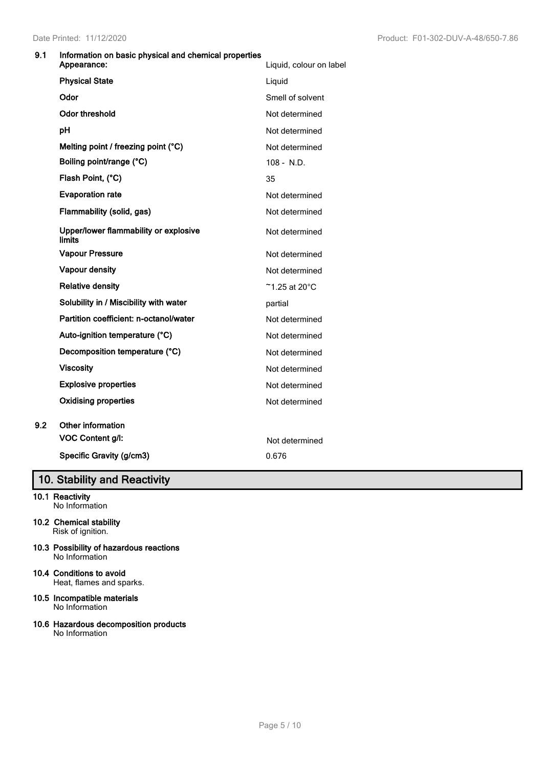**9.1 Information on basic physical and chemical properties**

| Property | Value |
|---|---|
| **Appearance:** | Liquid, colour on label |
| **Physical State** | Liquid |
| **Odor** | Smell of solvent |
| **Odor threshold** | Not determined |
| **pH** | Not determined |
| **Melting point / freezing point (°C)** | Not determined |
| **Boiling point/range (°C)** | 108 - N.D. |
| **Flash Point, (°C)** | 35 |
| **Evaporation rate** | Not determined |
| **Flammability (solid, gas)** | Not determined |
| **Upper/lower flammability or explosive limits** | Not determined |
| **Vapour Pressure** | Not determined |
| **Vapour density** | Not determined |
| **Relative density** | ~1.25 at 20°C |
| **Solubility in / Miscibility with water** | partial |
| **Partition coefficient: n-octanol/water** | Not determined |
| **Auto-ignition temperature (°C)** | Not determined |
| **Decomposition temperature (°C)** | Not determined |
| **Viscosity** | Not determined |
| **Explosive properties** | Not determined |
| **Oxidising properties** | Not determined |

**9.2 Other information**

| Property | Value |
|---|---|
| **VOC Content g/l:** | Not determined |
| **Specific Gravity (g/cm3)** | 0.676 |

## 10. Stability and Reactivity

**10.1 Reactivity**
No Information

**10.2 Chemical stability**
Risk of ignition.

**10.3 Possibility of hazardous reactions**
No Information

**10.4 Conditions to avoid**
Heat, flames and sparks.

**10.5 Incompatible materials**
No Information

**10.6 Hazardous decomposition products**
No Information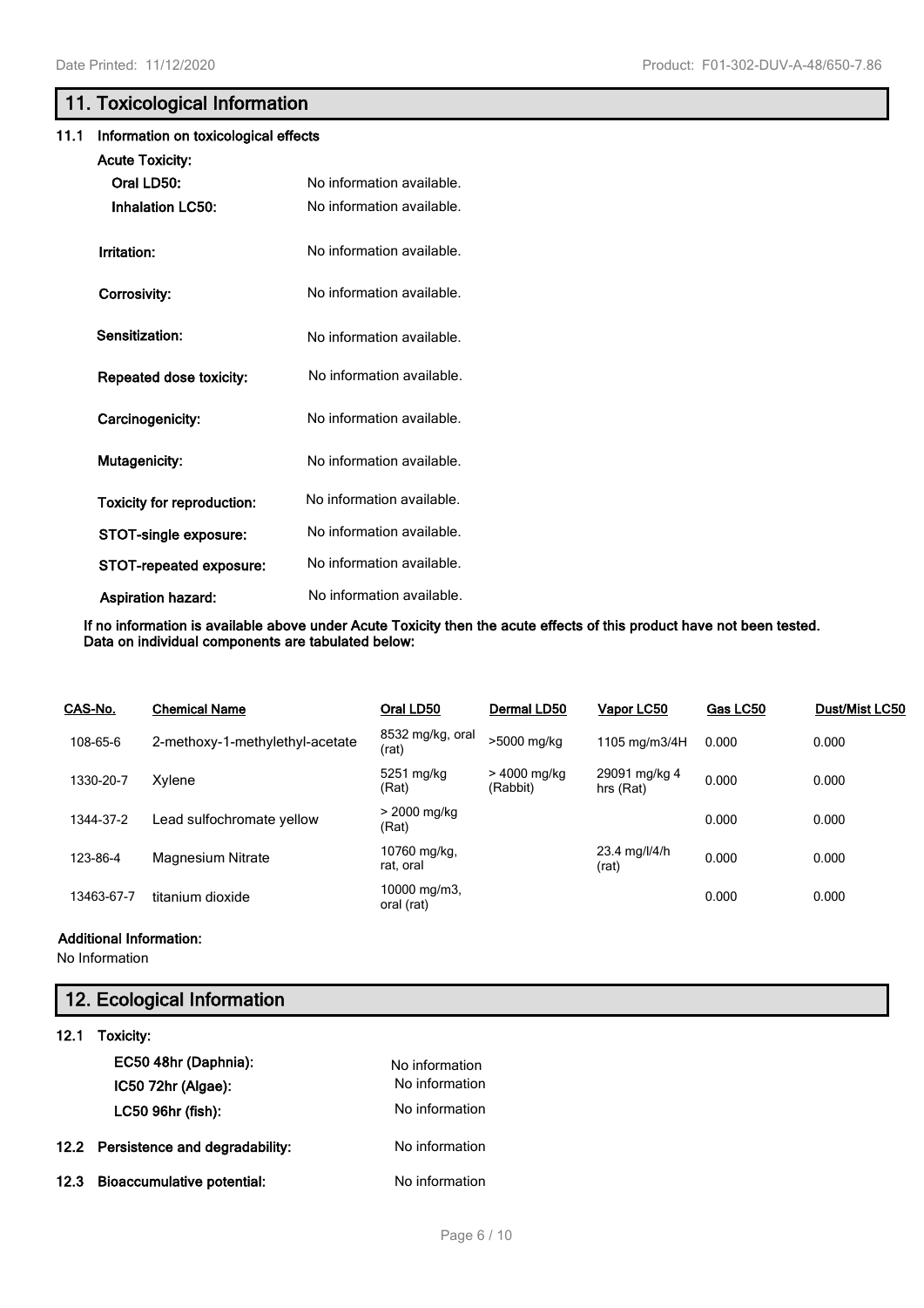## 11. Toxicological Information

### 11.1 Information on toxicological effects

**Acute Toxicity:**

**Oral LD50:** No information available.

**Inhalation LC50:** No information available.

**Irritation:** No information available.

**Corrosivity:** No information available.

**Sensitization:** No information available.

**Repeated dose toxicity:** No information available.

**Carcinogenicity:** No information available.

**Mutagenicity:** No information available.

**Toxicity for reproduction:** No information available.

**STOT-single exposure:** No information available.

**STOT-repeated exposure:** No information available.

**Aspiration hazard:** No information available.

**If no information is available above under Acute Toxicity then the acute effects of this product have not been tested. Data on individual components are tabulated below:**

| CAS-No. | Chemical Name | Oral LD50 | Dermal LD50 | Vapor LC50 | Gas LC50 | Dust/Mist LC50 |
|---|---|---|---|---|---|---|
| 108-65-6 | 2-methoxy-1-methylethyl-acetate | 8532 mg/kg, oral (rat) | >5000 mg/kg | 1105 mg/m3/4H | 0.000 | 0.000 |
| 1330-20-7 | Xylene | 5251 mg/kg (Rat) | > 4000 mg/kg (Rabbit) | 29091 mg/kg 4 hrs (Rat) | 0.000 | 0.000 |
| 1344-37-2 | Lead sulfochromate yellow | > 2000 mg/kg (Rat) | | | 0.000 | 0.000 |
| 123-86-4 | Magnesium Nitrate | 10760 mg/kg, rat, oral | | 23.4 mg/l/4/h (rat) | 0.000 | 0.000 |
| 13463-67-7 | titanium dioxide | 10000 mg/m3, oral (rat) | | | 0.000 | 0.000 |

**Additional Information:**

No Information

## 12. Ecological Information

### 12.1 Toxicity:

**EC50 48hr (Daphnia):** No information

**IC50 72hr (Algae):** No information

**LC50 96hr (fish):** No information

### 12.2 Persistence and degradability: No information

### 12.3 Bioaccumulative potential: No information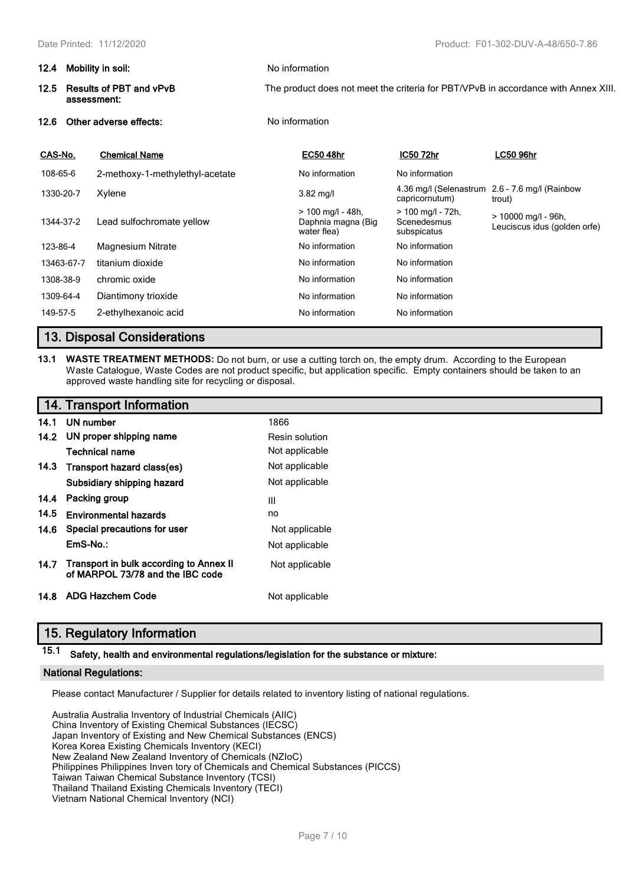**12.4 Mobility in soil:** No information

**12.5 Results of PBT and vPvB assessment:** The product does not meet the criteria for PBT/VPvB in accordance with Annex XIII.

**12.6 Other adverse effects:** No information

| CAS-No. | Chemical Name | EC50 48hr | IC50 72hr | LC50 96hr |
|---|---|---|---|---|
| 108-65-6 | 2-methoxy-1-methylethyl-acetate | No information | No information | |
| 1330-20-7 | Xylene | 3.82 mg/l | 4.36 mg/l (Selenastrum capricornutum) | 2.6 - 7.6 mg/l (Rainbow trout) |
| 1344-37-2 | Lead sulfochromate yellow | > 100 mg/l - 48h, Daphnia magna (Big water flea) | > 100 mg/l - 72h, Scenedesmus subspicatus | > 10000 mg/l - 96h, Leuciscus idus (golden orfe) |
| 123-86-4 | Magnesium Nitrate | No information | No information | |
| 13463-67-7 | titanium dioxide | No information | No information | |
| 1308-38-9 | chromic oxide | No information | No information | |
| 1309-64-4 | Diantimony trioxide | No information | No information | |
| 149-57-5 | 2-ethylhexanoic acid | No information | No information | |

## 13. Disposal Considerations

**13.1 WASTE TREATMENT METHODS:** Do not burn, or use a cutting torch on, the empty drum. According to the European Waste Catalogue, Waste Codes are not product specific, but application specific. Empty containers should be taken to an approved waste handling site for recycling or disposal.

## 14. Transport Information

| | | |
|---|---|---|
| 14.1 | UN number | 1866 |
| 14.2 | UN proper shipping name | Resin solution |
| | Technical name | Not applicable |
| 14.3 | Transport hazard class(es) | Not applicable |
| | Subsidiary shipping hazard | Not applicable |
| 14.4 | Packing group | III |
| 14.5 | Environmental hazards | no |
| 14.6 | Special precautions for user | Not applicable |
| | EmS-No.: | Not applicable |
| 14.7 | Transport in bulk according to Annex II of MARPOL 73/78 and the IBC code | Not applicable |
| 14.8 | ADG Hazchem Code | Not applicable |

## 15. Regulatory Information

**15.1 Safety, health and environmental regulations/legislation for the substance or mixture:**

**National Regulations:**

Please contact Manufacturer / Supplier for details related to inventory listing of national regulations.

Australia Australia Inventory of Industrial Chemicals (AIIC)
China Inventory of Existing Chemical Substances (IECSC)
Japan Inventory of Existing and New Chemical Substances (ENCS)
Korea Korea Existing Chemicals Inventory (KECI)
New Zealand New Zealand Inventory of Chemicals (NZIoC)
Philippines Philippines Inven tory of Chemicals and Chemical Substances (PICCS)
Taiwan Taiwan Chemical Substance Inventory (TCSI)
Thailand Thailand Existing Chemicals Inventory (TECI)
Vietnam National Chemical Inventory (NCI)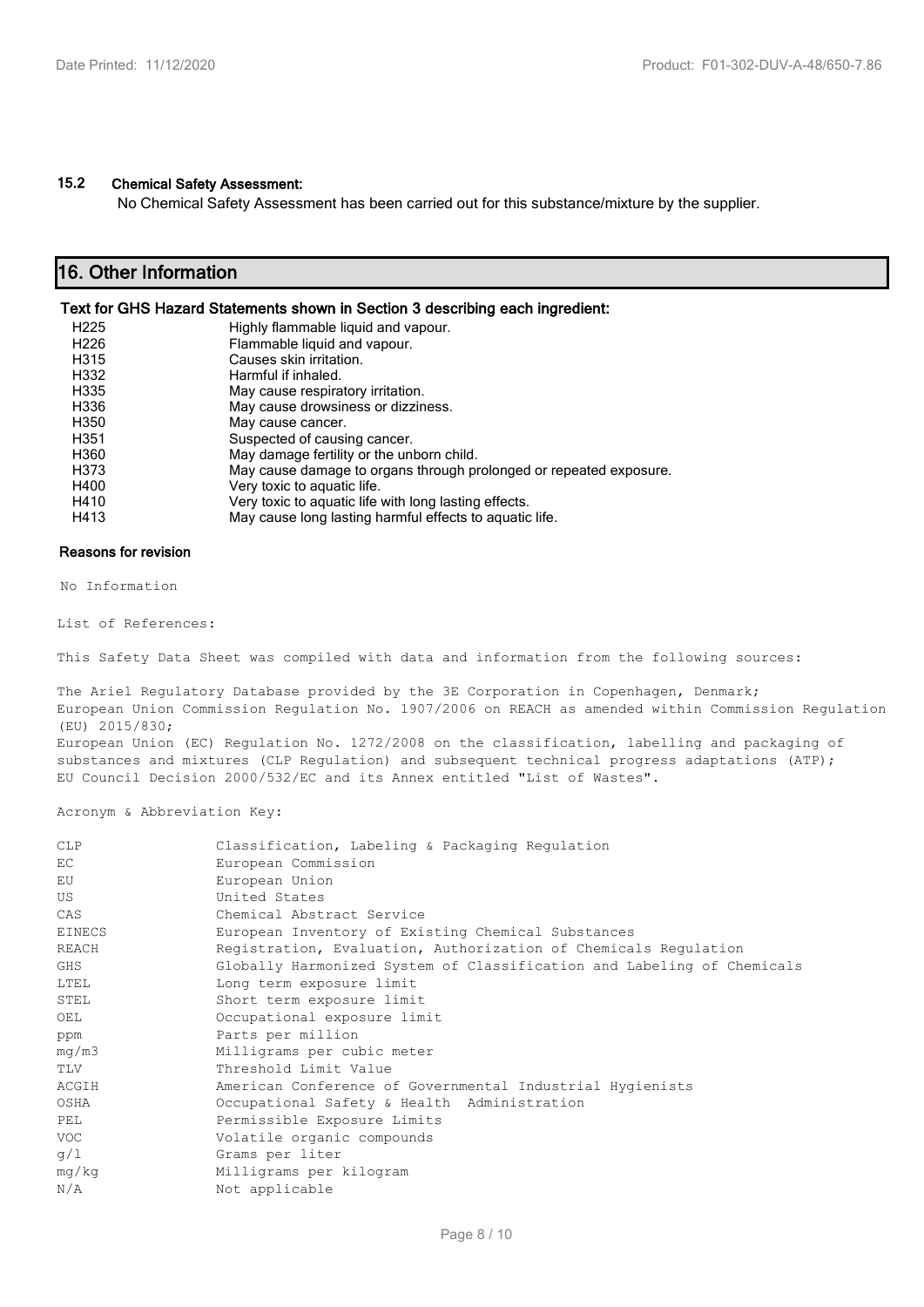### 15.2 Chemical Safety Assessment:

No Chemical Safety Assessment has been carried out for this substance/mixture by the supplier.

## 16. Other Information

**Text for GHS Hazard Statements shown in Section 3 describing each ingredient:**

| | |
|---|---|
| H225 | Highly flammable liquid and vapour. |
| H226 | Flammable liquid and vapour. |
| H315 | Causes skin irritation. |
| H332 | Harmful if inhaled. |
| H335 | May cause respiratory irritation. |
| H336 | May cause drowsiness or dizziness. |
| H350 | May cause cancer. |
| H351 | Suspected of causing cancer. |
| H360 | May damage fertility or the unborn child. |
| H373 | May cause damage to organs through prolonged or repeated exposure. |
| H400 | Very toxic to aquatic life. |
| H410 | Very toxic to aquatic life with long lasting effects. |
| H413 | May cause long lasting harmful effects to aquatic life. |

**Reasons for revision**

No Information

List of References:

This Safety Data Sheet was compiled with data and information from the following sources:

The Ariel Regulatory Database provided by the 3E Corporation in Copenhagen, Denmark;
European Union Commission Regulation No. 1907/2006 on REACH as amended within Commission Regulation (EU) 2015/830;
European Union (EC) Regulation No. 1272/2008 on the classification, labelling and packaging of substances and mixtures (CLP Regulation) and subsequent technical progress adaptations (ATP);
EU Council Decision 2000/532/EC and its Annex entitled "List of Wastes".

Acronym & Abbreviation Key:

| | |
|---|---|
| CLP | Classification, Labeling & Packaging Regulation |
| EC | European Commission |
| EU | European Union |
| US | United States |
| CAS | Chemical Abstract Service |
| EINECS | European Inventory of Existing Chemical Substances |
| REACH | Registration, Evaluation, Authorization of Chemicals Regulation |
| GHS | Globally Harmonized System of Classification and Labeling of Chemicals |
| LTEL | Long term exposure limit |
| STEL | Short term exposure limit |
| OEL | Occupational exposure limit |
| ppm | Parts per million |
| mg/m3 | Milligrams per cubic meter |
| TLV | Threshold Limit Value |
| ACGIH | American Conference of Governmental Industrial Hygienists |
| OSHA | Occupational Safety & Health Administration |
| PEL | Permissible Exposure Limits |
| VOC | Volatile organic compounds |
| g/l | Grams per liter |
| mg/kg | Milligrams per kilogram |
| N/A | Not applicable |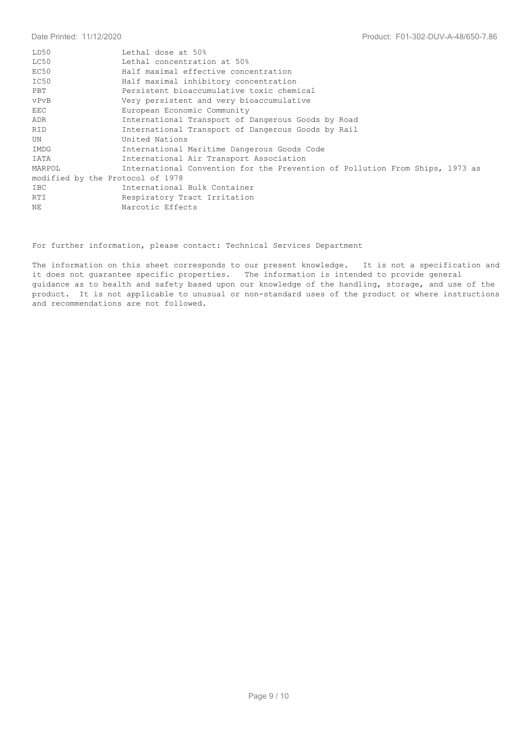| | |
|---|---|
| LD50 | Lethal dose at 50% |
| LC50 | Lethal concentration at 50% |
| EC50 | Half maximal effective concentration |
| IC50 | Half maximal inhibitory concentration |
| PBT | Persistent bioaccumulative toxic chemical |
| vPvB | Very persistent and very bioaccumulative |
| EEC | European Economic Community |
| ADR | International Transport of Dangerous Goods by Road |
| RID | International Transport of Dangerous Goods by Rail |
| UN | United Nations |
| IMDG | International Maritime Dangerous Goods Code |
| IATA | International Air Transport Association |
| MARPOL | International Convention for the Prevention of Pollution From Ships, 1973 as modified by the Protocol of 1978 |
| IBC | International Bulk Container |
| RTI | Respiratory Tract Irritation |
| NE | Narcotic Effects |

For further information, please contact: Technical Services Department

The information on this sheet corresponds to our present knowledge. It is not a specification and it does not guarantee specific properties. The information is intended to provide general guidance as to health and safety based upon our knowledge of the handling, storage, and use of the product. It is not applicable to unusual or non-standard uses of the product or where instructions and recommendations are not followed.